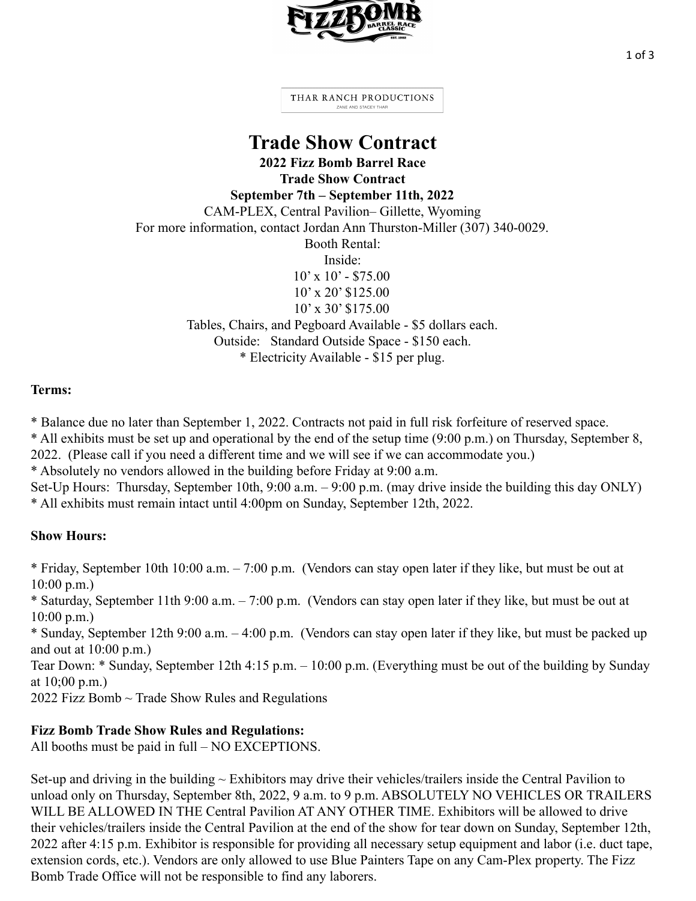THAR RANCH PRODUCTIONS

ZANE AND STACEY THAR

# Trade Show Contract

**2022 Fizz Bomb Barrel Race**
**Trade Show Contract**
**September 7th – September 11th, 2022**

CAM-PLEX, Central Pavilion– Gillette, Wyoming
For more information, contact Jordan Ann Thurston-Miller (307) 340-0029.

Booth Rental:
Inside:
10' x 10' - $75.00
10' x 20' $125.00
10' x 30' $175.00
Tables, Chairs, and Pegboard Available - $5 dollars each.
Outside: Standard Outside Space - $150 each.
* Electricity Available - $15 per plug.

**Terms:**

* Balance due no later than September 1, 2022. Contracts not paid in full risk forfeiture of reserved space.
* All exhibits must be set up and operational by the end of the setup time (9:00 p.m.) on Thursday, September 8, 2022. (Please call if you need a different time and we will see if we can accommodate you.)
* Absolutely no vendors allowed in the building before Friday at 9:00 a.m.

Set-Up Hours: Thursday, September 10th, 9:00 a.m. – 9:00 p.m. (may drive inside the building this day ONLY)
* All exhibits must remain intact until 4:00pm on Sunday, September 12th, 2022.

**Show Hours:**

* Friday, September 10th 10:00 a.m. – 7:00 p.m. (Vendors can stay open later if they like, but must be out at 10:00 p.m.)
* Saturday, September 11th 9:00 a.m. – 7:00 p.m. (Vendors can stay open later if they like, but must be out at 10:00 p.m.)
* Sunday, September 12th 9:00 a.m. – 4:00 p.m. (Vendors can stay open later if they like, but must be packed up and out at 10:00 p.m.)

Tear Down: * Sunday, September 12th 4:15 p.m. – 10:00 p.m. (Everything must be out of the building by Sunday at 10;00 p.m.)

2022 Fizz Bomb ~ Trade Show Rules and Regulations

**Fizz Bomb Trade Show Rules and Regulations:**
All booths must be paid in full – NO EXCEPTIONS.

Set-up and driving in the building ~ Exhibitors may drive their vehicles/trailers inside the Central Pavilion to unload only on Thursday, September 8th, 2022, 9 a.m. to 9 p.m. ABSOLUTELY NO VEHICLES OR TRAILERS WILL BE ALLOWED IN THE Central Pavilion AT ANY OTHER TIME. Exhibitors will be allowed to drive their vehicles/trailers inside the Central Pavilion at the end of the show for tear down on Sunday, September 12th, 2022 after 4:15 p.m. Exhibitor is responsible for providing all necessary setup equipment and labor (i.e. duct tape, extension cords, etc.). Vendors are only allowed to use Blue Painters Tape on any Cam-Plex property. The Fizz Bomb Trade Office will not be responsible to find any laborers.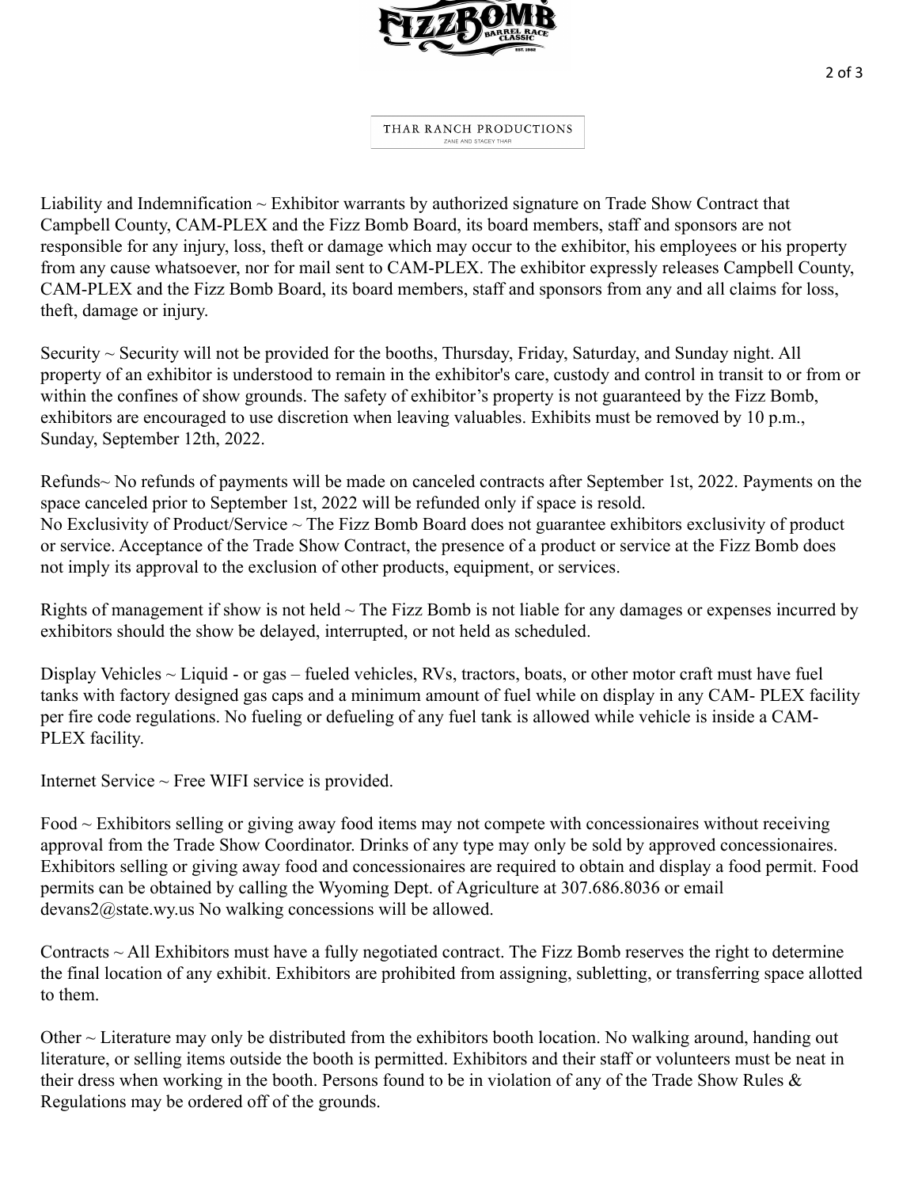THAR RANCH PRODUCTIONS
ZANE AND STACEY THAR

Liability and Indemnification ~ Exhibitor warrants by authorized signature on Trade Show Contract that Campbell County, CAM-PLEX and the Fizz Bomb Board, its board members, staff and sponsors are not responsible for any injury, loss, theft or damage which may occur to the exhibitor, his employees or his property from any cause whatsoever, nor for mail sent to CAM-PLEX. The exhibitor expressly releases Campbell County, CAM-PLEX and the Fizz Bomb Board, its board members, staff and sponsors from any and all claims for loss, theft, damage or injury.

Security ~ Security will not be provided for the booths, Thursday, Friday, Saturday, and Sunday night. All property of an exhibitor is understood to remain in the exhibitor's care, custody and control in transit to or from or within the confines of show grounds. The safety of exhibitor's property is not guaranteed by the Fizz Bomb, exhibitors are encouraged to use discretion when leaving valuables. Exhibits must be removed by 10 p.m., Sunday, September 12th, 2022.

Refunds~ No refunds of payments will be made on canceled contracts after September 1st, 2022. Payments on the space canceled prior to September 1st, 2022 will be refunded only if space is resold.
No Exclusivity of Product/Service ~ The Fizz Bomb Board does not guarantee exhibitors exclusivity of product or service. Acceptance of the Trade Show Contract, the presence of a product or service at the Fizz Bomb does not imply its approval to the exclusion of other products, equipment, or services.

Rights of management if show is not held ~ The Fizz Bomb is not liable for any damages or expenses incurred by exhibitors should the show be delayed, interrupted, or not held as scheduled.

Display Vehicles ~ Liquid - or gas – fueled vehicles, RVs, tractors, boats, or other motor craft must have fuel tanks with factory designed gas caps and a minimum amount of fuel while on display in any CAM- PLEX facility per fire code regulations. No fueling or defueling of any fuel tank is allowed while vehicle is inside a CAM-PLEX facility.

Internet Service ~ Free WIFI service is provided.

Food ~ Exhibitors selling or giving away food items may not compete with concessionaires without receiving approval from the Trade Show Coordinator. Drinks of any type may only be sold by approved concessionaires. Exhibitors selling or giving away food and concessionaires are required to obtain and display a food permit. Food permits can be obtained by calling the Wyoming Dept. of Agriculture at 307.686.8036 or email devans2@state.wy.us No walking concessions will be allowed.

Contracts ~ All Exhibitors must have a fully negotiated contract. The Fizz Bomb reserves the right to determine the final location of any exhibit. Exhibitors are prohibited from assigning, subletting, or transferring space allotted to them.

Other ~ Literature may only be distributed from the exhibitors booth location. No walking around, handing out literature, or selling items outside the booth is permitted. Exhibitors and their staff or volunteers must be neat in their dress when working in the booth. Persons found to be in violation of any of the Trade Show Rules & Regulations may be ordered off of the grounds.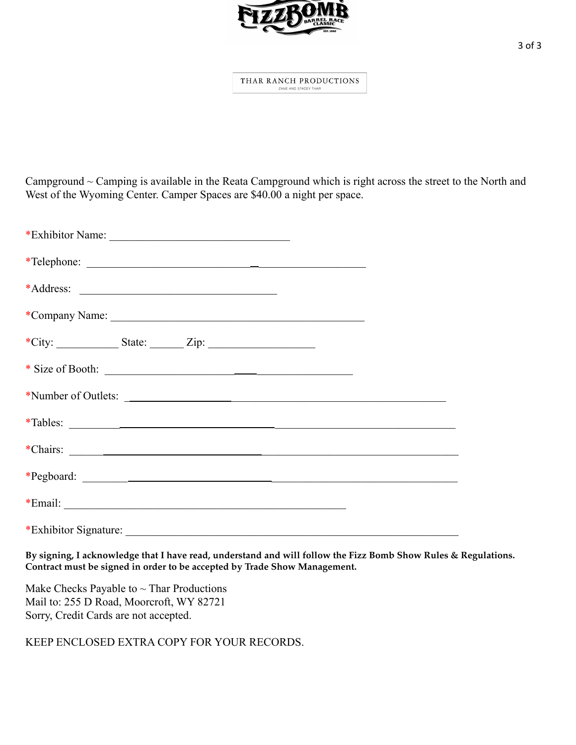THAR RANCH PRODUCTIONS

ZANE AND STACEY THAR

Campground ~ Camping is available in the Reata Campground which is right across the street to the North and West of the Wyoming Center. Camper Spaces are $40.00 a night per space.

*Exhibitor Name: ________________________________

*Telephone: ________________________________________________

*Address: ___________________________________

*Company Name: _____________________________________________

*City: ___________ State: ______ Zip: ___________________

* Size of Booth: ____________________________________________

*Number of Outlets: ________________________________________________________

*Tables: ______________________________________________________________

*Chairs: ______________________________________________________________

*Pegboard: ____________________________________________________________

*Email: __________________________________________________

*Exhibitor Signature: ___________________________________________________________

**By signing, I acknowledge that I have read, understand and will follow the Fizz Bomb Show Rules & Regulations. Contract must be signed in order to be accepted by Trade Show Management.**

Make Checks Payable to ~ Thar Productions
Mail to: 255 D Road, Moorcroft, WY 82721
Sorry, Credit Cards are not accepted.

KEEP ENCLOSED EXTRA COPY FOR YOUR RECORDS.